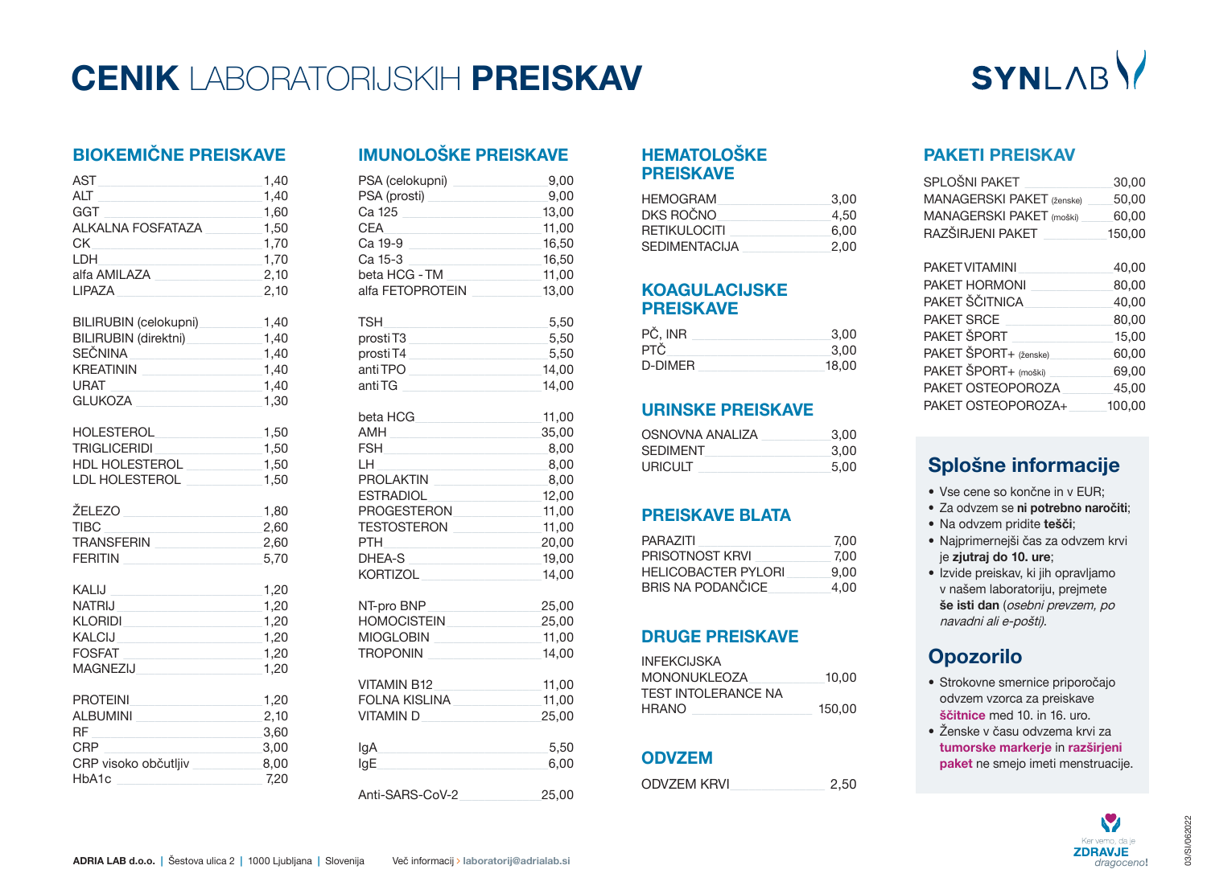# CENIK LABORATORIJSKIH PREISKAV

SYNLAB

## BIOKEMIČNE PREISKAVE

| Preiskava | Cena |
|---|---|
| AST | 1,40 |
| ALT | 1,40 |
| GGT | 1,60 |
| ALKALNA FOSFATAZA | 1,50 |
| CK | 1,70 |
| LDH | 1,70 |
| alfa AMILAZA | 2,10 |
| LIPAZA | 2,10 |
| BILIRUBIN (celokupni) | 1,40 |
| BILIRUBIN (direktni) | 1,40 |
| SEČNINA | 1,40 |
| KREATININ | 1,40 |
| URAT | 1,40 |
| GLUKOZA | 1,30 |
| HOLESTEROL | 1,50 |
| TRIGLICERIDI | 1,50 |
| HDL HOLESTEROL | 1,50 |
| LDL HOLESTEROL | 1,50 |
| ŽELEZO | 1,80 |
| TIBC | 2,60 |
| TRANSFERIN | 2,60 |
| FERITIN | 5,70 |
| KALIJ | 1,20 |
| NATRIJ | 1,20 |
| KLORIDI | 1,20 |
| KALCIJ | 1,20 |
| FOSFAT | 1,20 |
| MAGNEZIJ | 1,20 |
| PROTEINI | 1,20 |
| ALBUMINI | 2,10 |
| RF | 3,60 |
| CRP | 3,00 |
| CRP visoko občutljiv | 8,00 |
| HbA1c | 7,20 |

## IMUNOLOŠKE PREISKAVE

| Preiskava | Cena |
|---|---|
| PSA (celokupni) | 9,00 |
| PSA (prosti) | 9,00 |
| Ca 125 | 13,00 |
| CEA | 11,00 |
| Ca 19-9 | 16,50 |
| Ca 15-3 | 16,50 |
| beta HCG - TM | 11,00 |
| alfa FETOPROTEIN | 13,00 |
| TSH | 5,50 |
| prosti T3 | 5,50 |
| prosti T4 | 5,50 |
| anti TPO | 14,00 |
| anti TG | 14,00 |
| beta HCG | 11,00 |
| AMH | 35,00 |
| FSH | 8,00 |
| LH | 8,00 |
| PROLAKTIN | 8,00 |
| ESTRADIOL | 12,00 |
| PROGESTERON | 11,00 |
| TESTOSTERON | 11,00 |
| PTH | 20,00 |
| DHEA-S | 19,00 |
| KORTIZOL | 14,00 |
| NT-pro BNP | 25,00 |
| HOMOCISTEIN | 25,00 |
| MIOGLOBIN | 11,00 |
| TROPONIN | 14,00 |
| VITAMIN B12 | 11,00 |
| FOLNA KISLINA | 11,00 |
| VITAMIN D | 25,00 |
| IgA | 5,50 |
| IgE | 6,00 |
| Anti-SARS-CoV-2 | 25,00 |

## HEMATOLOŠKE PREISKAVE

| Preiskava | Cena |
|---|---|
| HEMOGRAM | 3,00 |
| DKS ROČNO | 4,50 |
| RETIKULOCITI | 6,00 |
| SEDIMENTACIJA | 2,00 |

## KOAGULACIJSKE PREISKAVE

| Preiskava | Cena |
|---|---|
| PČ, INR | 3,00 |
| PTČ | 3,00 |
| D-DIMER | 18,00 |

## URINSKE PREISKAVE

| Preiskava | Cena |
|---|---|
| OSNOVNA ANALIZA | 3,00 |
| SEDIMENT | 3,00 |
| URICULT | 5,00 |

## PREISKAVE BLATA

| Preiskava | Cena |
|---|---|
| PARAZITI | 7,00 |
| PRISOTNOST KRVI | 7,00 |
| HELICOBACTER PYLORI | 9,00 |
| BRIS NA PODANČICE | 4,00 |

## DRUGE PREISKAVE

| Preiskava | Cena |
|---|---|
| INFEKCIJSKA MONONUKLEOZA | 10,00 |
| TEST INTOLERANCE NA HRANO | 150,00 |

## ODVZEM

| Preiskava | Cena |
|---|---|
| ODVZEM KRVI | 2,50 |

## PAKETI PREISKAV

| Paket | Cena |
|---|---|
| SPLOŠNI PAKET | 30,00 |
| MANAGERSKI PAKET (ženske) | 50,00 |
| MANAGERSKI PAKET (moški) | 60,00 |
| RAZŠIRJENI PAKET | 150,00 |
| PAKET VITAMINI | 40,00 |
| PAKET HORMONI | 80,00 |
| PAKET ŠČITNICA | 40,00 |
| PAKET SRCE | 80,00 |
| PAKET ŠPORT | 15,00 |
| PAKET ŠPORT+ (ženske) | 60,00 |
| PAKET ŠPORT+ (moški) | 69,00 |
| PAKET OSTEOPOROZA | 45,00 |
| PAKET OSTEOPOROZA+ | 100,00 |

## Splošne informacije

- Vse cene so končne in v EUR;
- Za odvzem se **ni potrebno naročiti**;
- Na odvzem pridite **tešči**;
- Najprimernejši čas za odvzem krvi je **zjutraj do 10. ure**;
- Izvide preiskav, ki jih opravljamo v našem laboratoriju, prejmete **še isti dan** (*osebni prevzem, po navadni ali e-pošti*).

## Opozorilo

- Strokovne smernice priporočajo odvzem vzorca za preiskave **ščitnice** med 10. in 16. uro.
- Ženske v času odvzema krvi za **tumorske markerje** in **razširjeni paket** ne smejo imeti menstruacije.

Ker vemo, da je **ZDRAVJE** *dragoceno*!

**ADRIA LAB d.o.o.** | Šestova ulica 2 | 1000 Ljubljana | Slovenija    Več informacij › **laboratorij@adrialab.si**

03/SI/062022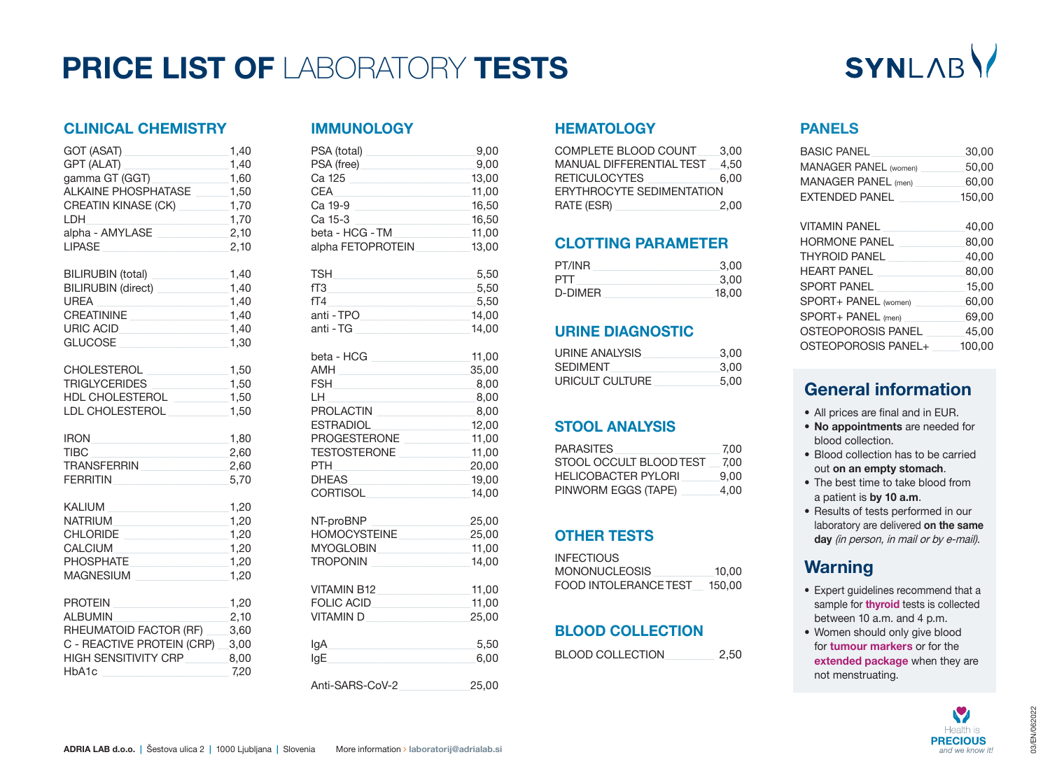# PRICE LIST OF LABORATORY TESTS

SYNLAB

## CLINICAL CHEMISTRY

| | |
|---|---|
| GOT (ASAT) | 1,40 |
| GPT (ALAT) | 1,40 |
| gamma GT (GGT) | 1,60 |
| ALKAINE PHOSPHATASE | 1,50 |
| CREATIN KINASE (CK) | 1,70 |
| LDH | 1,70 |
| alpha - AMYLASE | 2,10 |
| LIPASE | 2,10 |
| BILIRUBIN (total) | 1,40 |
| BILIRUBIN (direct) | 1,40 |
| UREA | 1,40 |
| CREATININE | 1,40 |
| URIC ACID | 1,40 |
| GLUCOSE | 1,30 |
| CHOLESTEROL | 1,50 |
| TRIGLYCERIDES | 1,50 |
| HDL CHOLESTEROL | 1,50 |
| LDL CHOLESTEROL | 1,50 |
| IRON | 1,80 |
| TIBC | 2,60 |
| TRANSFERRIN | 2,60 |
| FERRITIN | 5,70 |
| KALIUM | 1,20 |
| NATRIUM | 1,20 |
| CHLORIDE | 1,20 |
| CALCIUM | 1,20 |
| PHOSPHATE | 1,20 |
| MAGNESIUM | 1,20 |
| PROTEIN | 1,20 |
| ALBUMIN | 2,10 |
| RHEUMATOID FACTOR (RF) | 3,60 |
| C - REACTIVE PROTEIN (CRP) | 3,00 |
| HIGH SENSITIVITY CRP | 8,00 |
| HbA1c | 7,20 |

## IMMUNOLOGY

| | |
|---|---|
| PSA (total) | 9,00 |
| PSA (free) | 9,00 |
| Ca 125 | 13,00 |
| CEA | 11,00 |
| Ca 19-9 | 16,50 |
| Ca 15-3 | 16,50 |
| beta - HCG - TM | 11,00 |
| alpha FETOPROTEIN | 13,00 |
| TSH | 5,50 |
| fT3 | 5,50 |
| fT4 | 5,50 |
| anti - TPO | 14,00 |
| anti - TG | 14,00 |
| beta - HCG | 11,00 |
| AMH | 35,00 |
| FSH | 8,00 |
| LH | 8,00 |
| PROLACTIN | 8,00 |
| ESTRADIOL | 12,00 |
| PROGESTERONE | 11,00 |
| TESTOSTERONE | 11,00 |
| PTH | 20,00 |
| DHEAS | 19,00 |
| CORTISOL | 14,00 |
| NT-proBNP | 25,00 |
| HOMOCYSTEINE | 25,00 |
| MYOGLOBIN | 11,00 |
| TROPONIN | 14,00 |
| VITAMIN B12 | 11,00 |
| FOLIC ACID | 11,00 |
| VITAMIN D | 25,00 |
| IgA | 5,50 |
| IgE | 6,00 |
| Anti-SARS-CoV-2 | 25,00 |

## HEMATOLOGY

| | |
|---|---|
| COMPLETE BLOOD COUNT | 3,00 |
| MANUAL DIFFERENTIAL TEST | 4,50 |
| RETICULOCYTES | 6,00 |
| ERYTHROCYTE SEDIMENTATION RATE (ESR) | 2,00 |

## CLOTTING PARAMETER

| | |
|---|---|
| PT/INR | 3,00 |
| PTT | 3,00 |
| D-DIMER | 18,00 |

## URINE DIAGNOSTIC

| | |
|---|---|
| URINE ANALYSIS | 3,00 |
| SEDIMENT | 3,00 |
| URICULT CULTURE | 5,00 |

## STOOL ANALYSIS

| | |
|---|---|
| PARASITES | 7,00 |
| STOOL OCCULT BLOOD TEST | 7,00 |
| HELICOBACTER PYLORI | 9,00 |
| PINWORM EGGS (TAPE) | 4,00 |

## OTHER TESTS

| | |
|---|---|
| INFECTIOUS MONONUCLEOSIS | 10,00 |
| FOOD INTOLERANCE TEST | 150,00 |

## BLOOD COLLECTION

| | |
|---|---|
| BLOOD COLLECTION | 2,50 |

## PANELS

| | |
|---|---|
| BASIC PANEL | 30,00 |
| MANAGER PANEL (women) | 50,00 |
| MANAGER PANEL (men) | 60,00 |
| EXTENDED PANEL | 150,00 |
| VITAMIN PANEL | 40,00 |
| HORMONE PANEL | 80,00 |
| THYROID PANEL | 40,00 |
| HEART PANEL | 80,00 |
| SPORT PANEL | 15,00 |
| SPORT+ PANEL (women) | 60,00 |
| SPORT+ PANEL (men) | 69,00 |
| OSTEOPOROSIS PANEL | 45,00 |
| OSTEOPOROSIS PANEL+ | 100,00 |

## General information

- All prices are final and in EUR.
- **No appointments** are needed for blood collection.
- Blood collection has to be carried out **on an empty stomach**.
- The best time to take blood from a patient is **by 10 a.m**.
- Results of tests performed in our laboratory are delivered **on the same day** *(in person, in mail or by e-mail)*.

## Warning

- Expert guidelines recommend that a sample for **thyroid** tests is collected between 10 a.m. and 4 p.m.
- Women should only give blood for **tumour markers** or for the **extended package** when they are not menstruating.

Health is **PRECIOUS** *and we know it!*

**ADRIA LAB d.o.o.** | Šestova ulica 2 | 1000 Ljubljana | Slovenia    More information > **laboratorij@adrialab.si**

03/EN/062022